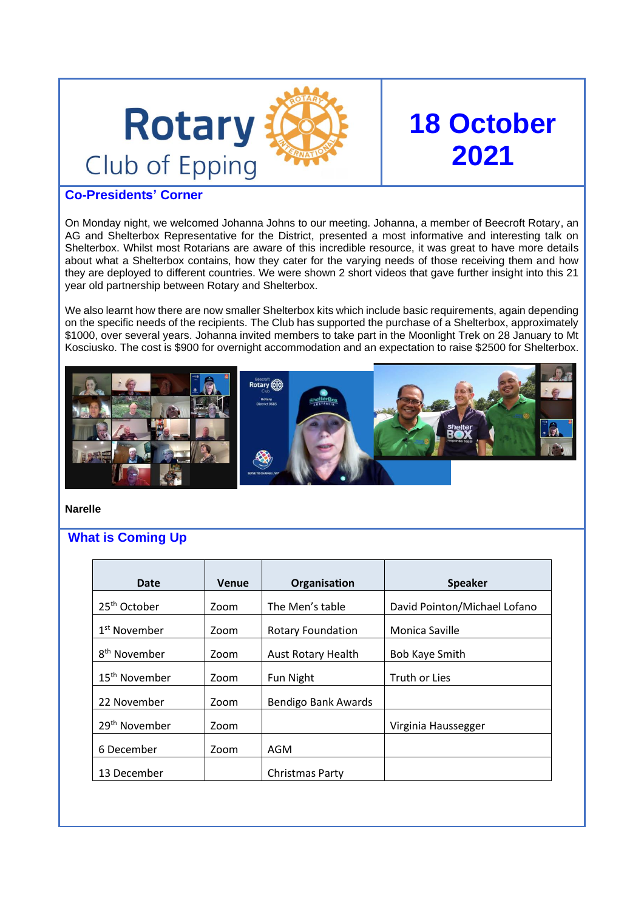# Rotary Club of Epping

# 18 October 2021

## Co-Presidents' Corner

On Monday night, we welcomed Johanna Johns to our meeting. Johanna, a member of Beecroft Rotary, an AG and Shelterbox Representative for the District, presented a most informative and interesting talk on Shelterbox. Whilst most Rotarians are aware of this incredible resource, it was great to have more details about what a Shelterbox contains, how they cater for the varying needs of those receiving them and how they are deployed to different countries. We were shown 2 short videos that gave further insight into this 21 year old partnership between Rotary and Shelterbox.

We also learnt how there are now smaller Shelterbox kits which include basic requirements, again depending on the specific needs of the recipients. The Club has supported the purchase of a Shelterbox, approximately $1000, over several years. Johanna invited members to take part in the Moonlight Trek on 28 January to Mt Kosciusko. The cost is $900 for overnight accommodation and an expectation to raise $2500 for Shelterbox.

**Narelle**

## What is Coming Up

| Date | Venue | Organisation | Speaker |
|---|---|---|---|
| 25th October | Zoom | The Men's table | David Pointon/Michael Lofano |
| 1st November | Zoom | Rotary Foundation | Monica Saville |
| 8th November | Zoom | Aust Rotary Health | Bob Kaye Smith |
| 15th November | Zoom | Fun Night | Truth or Lies |
| 22 November | Zoom | Bendigo Bank Awards | |
| 29th November | Zoom | | Virginia Haussegger |
| 6 December | Zoom | AGM | |
| 13 December | | Christmas Party | |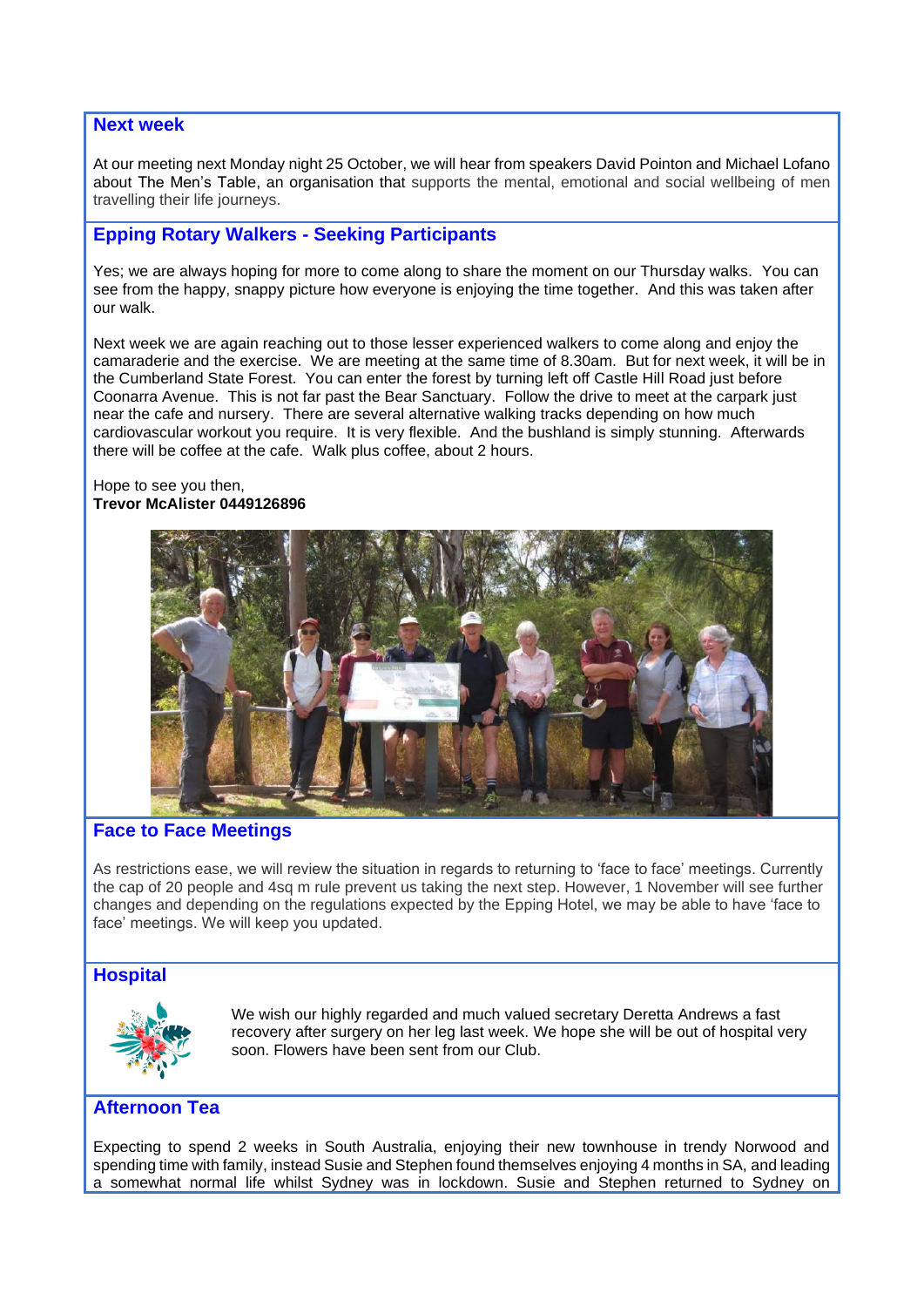## Next week

At our meeting next Monday night 25 October, we will hear from speakers David Pointon and Michael Lofano about The Men's Table, an organisation that supports the mental, emotional and social wellbeing of men travelling their life journeys.

## Epping Rotary Walkers - Seeking Participants

Yes; we are always hoping for more to come along to share the moment on our Thursday walks. You can see from the happy, snappy picture how everyone is enjoying the time together. And this was taken after our walk.

Next week we are again reaching out to those lesser experienced walkers to come along and enjoy the camaraderie and the exercise. We are meeting at the same time of 8.30am. But for next week, it will be in the Cumberland State Forest. You can enter the forest by turning left off Castle Hill Road just before Coonarra Avenue. This is not far past the Bear Sanctuary. Follow the drive to meet at the carpark just near the cafe and nursery. There are several alternative walking tracks depending on how much cardiovascular workout you require. It is very flexible. And the bushland is simply stunning. Afterwards there will be coffee at the cafe. Walk plus coffee, about 2 hours.

Hope to see you then,
**Trevor McAlister 0449126896**

## Face to Face Meetings

As restrictions ease, we will review the situation in regards to returning to 'face to face' meetings. Currently the cap of 20 people and 4sq m rule prevent us taking the next step. However, 1 November will see further changes and depending on the regulations expected by the Epping Hotel, we may be able to have 'face to face' meetings. We will keep you updated.

## Hospital

We wish our highly regarded and much valued secretary Deretta Andrews a fast recovery after surgery on her leg last week. We hope she will be out of hospital very soon. Flowers have been sent from our Club.

## Afternoon Tea

Expecting to spend 2 weeks in South Australia, enjoying their new townhouse in trendy Norwood and spending time with family, instead Susie and Stephen found themselves enjoying 4 months in SA, and leading a somewhat normal life whilst Sydney was in lockdown. Susie and Stephen returned to Sydney on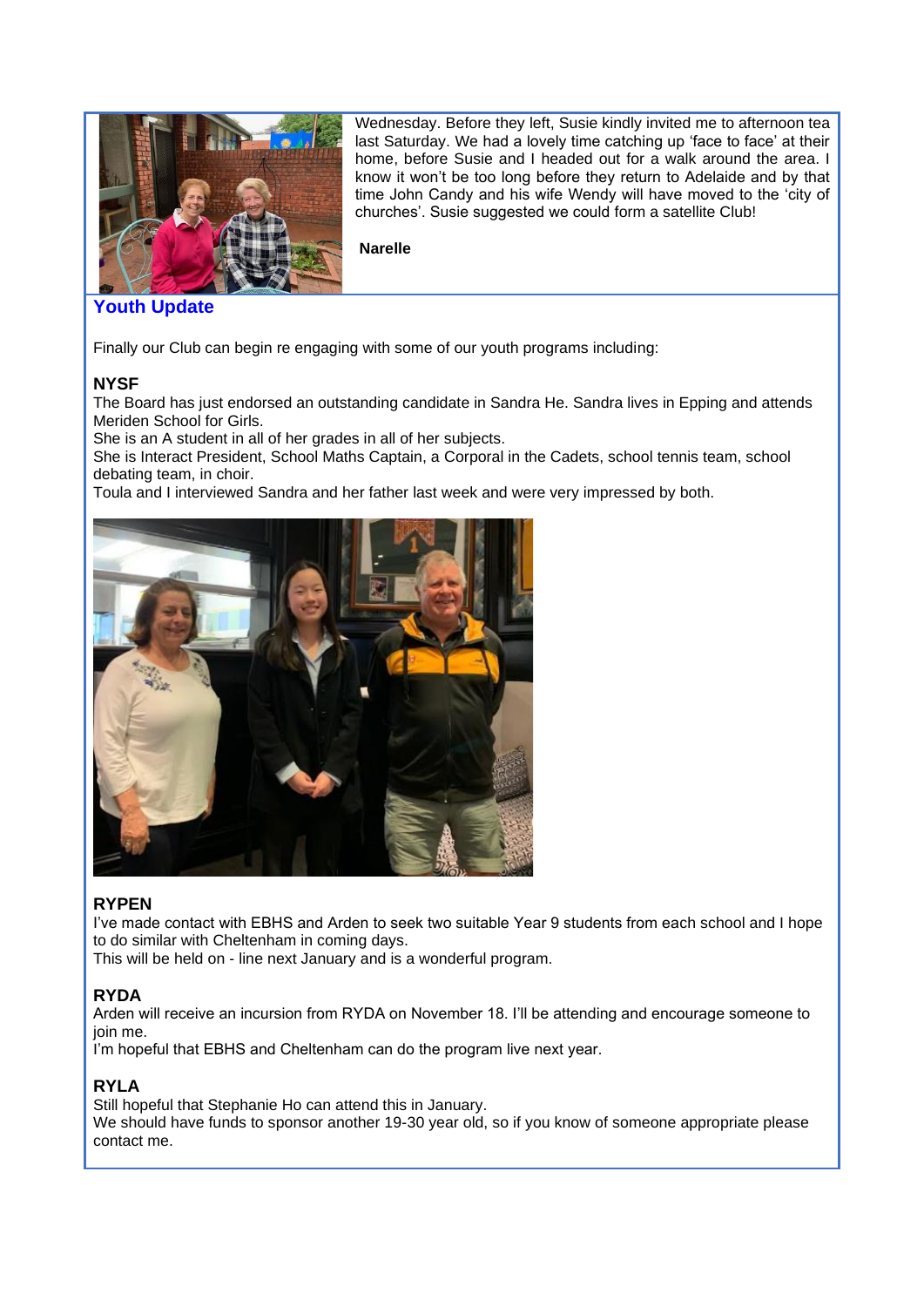Wednesday. Before they left, Susie kindly invited me to afternoon tea last Saturday. We had a lovely time catching up 'face to face' at their home, before Susie and I headed out for a walk around the area. I know it won't be too long before they return to Adelaide and by that time John Candy and his wife Wendy will have moved to the 'city of churches'. Susie suggested we could form a satellite Club!

**Narelle**

## Youth Update

Finally our Club can begin re engaging with some of our youth programs including:

### NYSF

The Board has just endorsed an outstanding candidate in Sandra He. Sandra lives in Epping and attends Meriden School for Girls.
She is an A student in all of her grades in all of her subjects.
She is Interact President, School Maths Captain, a Corporal in the Cadets, school tennis team, school debating team, in choir.
Toula and I interviewed Sandra and her father last week and were very impressed by both.

### RYPEN

I've made contact with EBHS and Arden to seek two suitable Year 9 students from each school and I hope to do similar with Cheltenham in coming days.
This will be held on - line next January and is a wonderful program.

### RYDA

Arden will receive an incursion from RYDA on November 18. I'll be attending and encourage someone to join me.
I'm hopeful that EBHS and Cheltenham can do the program live next year.

### RYLA

Still hopeful that Stephanie Ho can attend this in January.
We should have funds to sponsor another 19-30 year old, so if you know of someone appropriate please contact me.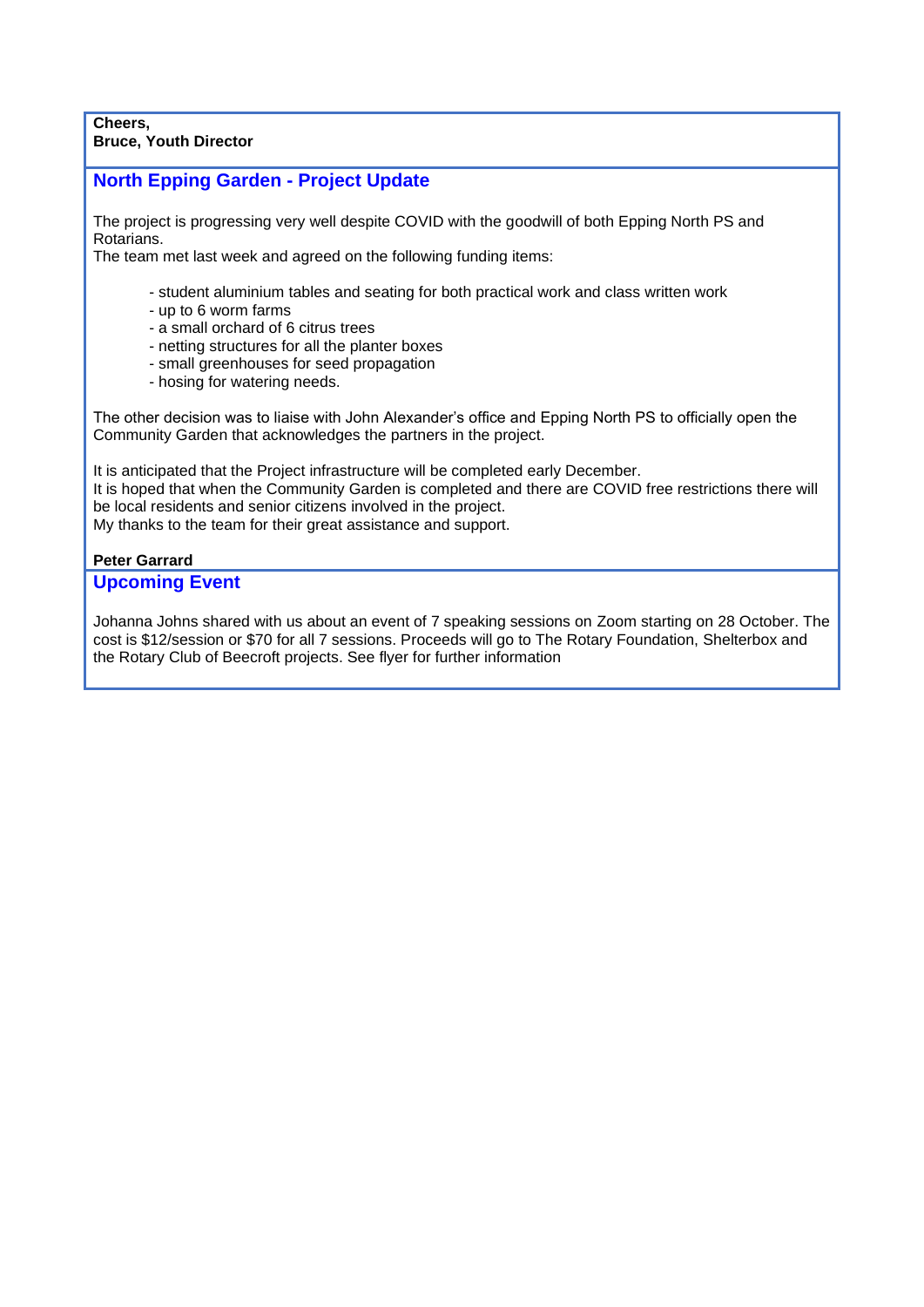**Cheers,**
**Bruce, Youth Director**

## North Epping Garden - Project Update

The project is progressing very well despite COVID with the goodwill of both Epping North PS and Rotarians.
The team met last week and agreed on the following funding items:

- student aluminium tables and seating for both practical work and class written work
- up to 6 worm farms
- a small orchard of 6 citrus trees
- netting structures for all the planter boxes
- small greenhouses for seed propagation
- hosing for watering needs.

The other decision was to liaise with John Alexander's office and Epping North PS to officially open the Community Garden that acknowledges the partners in the project.

It is anticipated that the Project infrastructure will be completed early December.
It is hoped that when the Community Garden is completed and there are COVID free restrictions there will be local residents and senior citizens involved in the project.
My thanks to the team for their great assistance and support.

**Peter Garrard**

## Upcoming Event

Johanna Johns shared with us about an event of 7 speaking sessions on Zoom starting on 28 October. The cost is $12/session or $70 for all 7 sessions. Proceeds will go to The Rotary Foundation, Shelterbox and the Rotary Club of Beecroft projects. See flyer for further information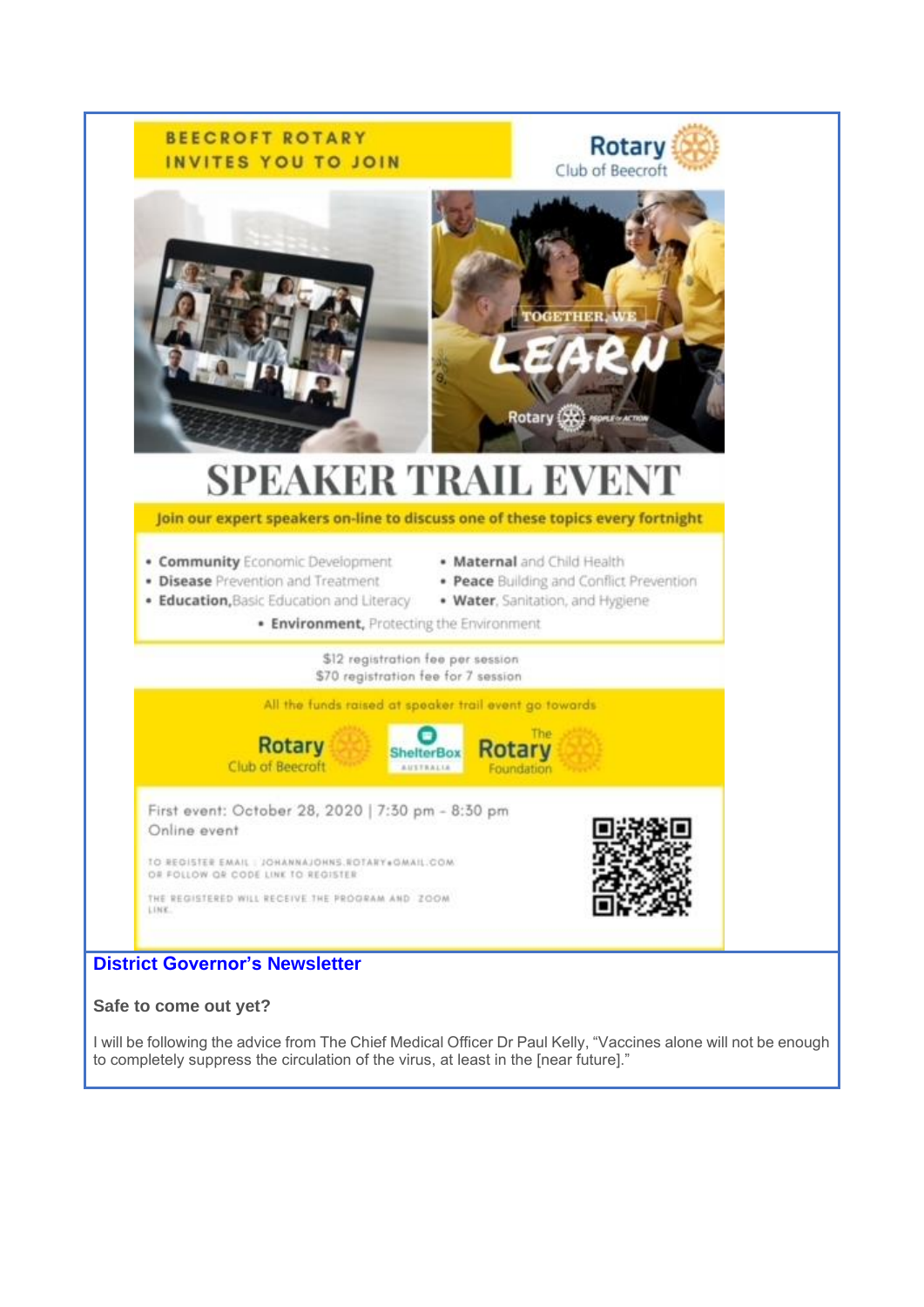BEECROFT ROTARY INVITES YOU TO JOIN

Rotary Club of Beecroft

TOGETHER, WE LEARN

# SPEAKER TRAIL EVENT

Join our expert speakers on-line to discuss one of these topics every fortnight

- **Community** Economic Development
- **Disease** Prevention and Treatment
- **Education,** Basic Education and Literacy
- **Maternal** and Child Health
- **Peace** Building and Conflict Prevention
- **Water**, Sanitation, and Hygiene
- **Environment,** Protecting the Environment

$12 registration fee per session
$70 registration fee for 7 session

All the funds raised at speaker trail event go towards

Rotary Club of Beecroft | ShelterBox Australia | The Rotary Foundation

First event: October 28, 2020 | 7:30 pm - 8:30 pm
Online event

TO REGISTER EMAIL : JOHANNAJOHNS.ROTARY@GMAIL.COM
OR FOLLOW QR CODE LINK TO REGISTER

THE REGISTERED WILL RECEIVE THE PROGRAM AND ZOOM LINK.

## District Governor's Newsletter

### Safe to come out yet?

I will be following the advice from The Chief Medical Officer Dr Paul Kelly, "Vaccines alone will not be enough to completely suppress the circulation of the virus, at least in the [near future]."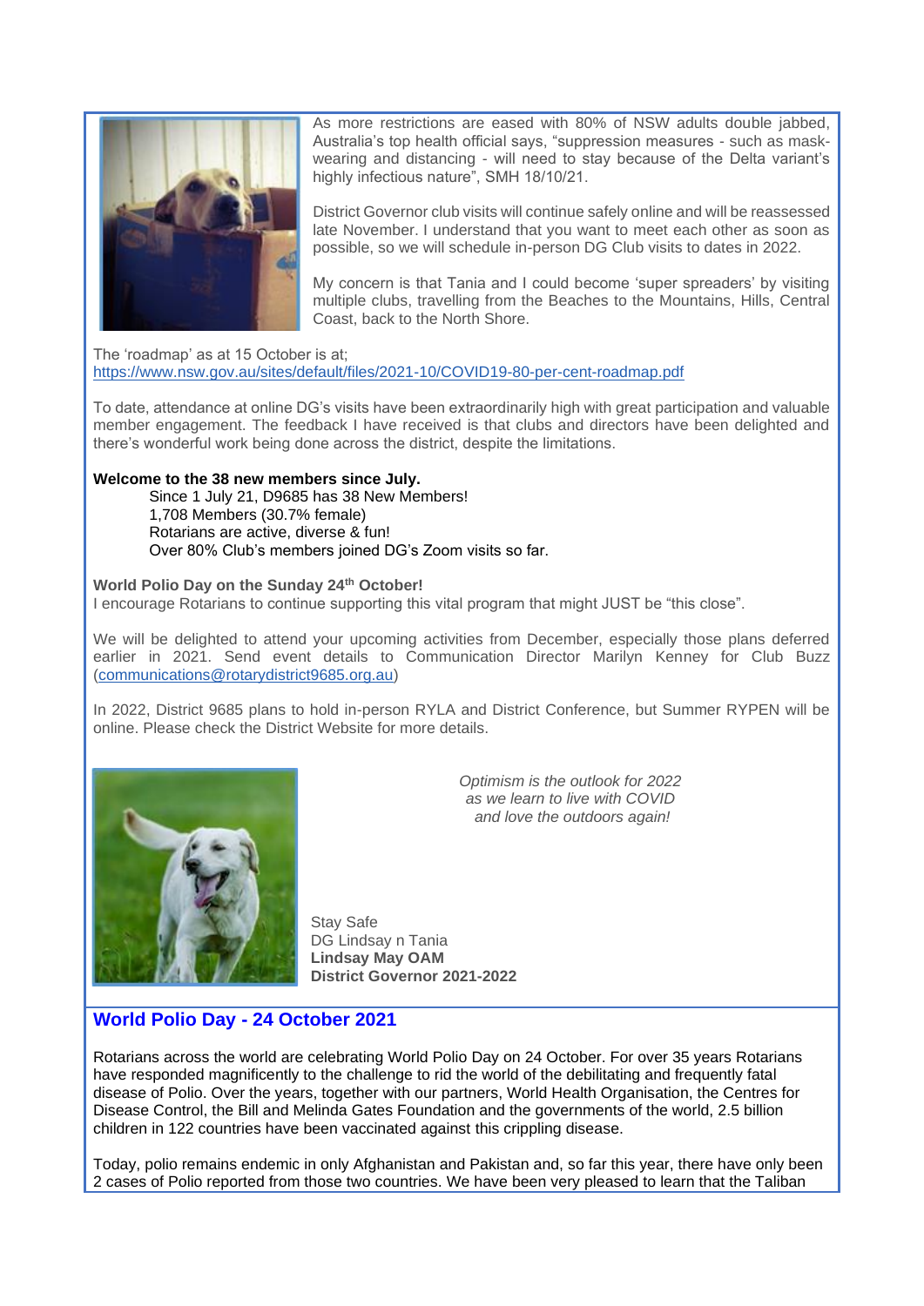As more restrictions are eased with 80% of NSW adults double jabbed, Australia's top health official says, "suppression measures - such as mask-wearing and distancing - will need to stay because of the Delta variant's highly infectious nature", SMH 18/10/21.

District Governor club visits will continue safely online and will be reassessed late November. I understand that you want to meet each other as soon as possible, so we will schedule in-person DG Club visits to dates in 2022.

My concern is that Tania and I could become 'super spreaders' by visiting multiple clubs, travelling from the Beaches to the Mountains, Hills, Central Coast, back to the North Shore.

The 'roadmap' as at 15 October is at;
https://www.nsw.gov.au/sites/default/files/2021-10/COVID19-80-per-cent-roadmap.pdf

To date, attendance at online DG's visits have been extraordinarily high with great participation and valuable member engagement. The feedback I have received is that clubs and directors have been delighted and there's wonderful work being done across the district, despite the limitations.

**Welcome to the 38 new members since July.**

Since 1 July 21, D9685 has 38 New Members!
1,708 Members (30.7% female)
Rotarians are active, diverse & fun!
Over 80% Club's members joined DG's Zoom visits so far.

**World Polio Day on the Sunday 24th October!**
I encourage Rotarians to continue supporting this vital program that might JUST be "this close".

We will be delighted to attend your upcoming activities from December, especially those plans deferred earlier in 2021. Send event details to Communication Director Marilyn Kenney for Club Buzz (communications@rotarydistrict9685.org.au)

In 2022, District 9685 plans to hold in-person RYLA and District Conference, but Summer RYPEN will be online. Please check the District Website for more details.

*Optimism is the outlook for 2022*
*as we learn to live with COVID*
*and love the outdoors again!*

Stay Safe
DG Lindsay n Tania
**Lindsay May OAM**
**District Governor 2021-2022**

## World Polio Day - 24 October 2021

Rotarians across the world are celebrating World Polio Day on 24 October. For over 35 years Rotarians have responded magnificently to the challenge to rid the world of the debilitating and frequently fatal disease of Polio. Over the years, together with our partners, World Health Organisation, the Centres for Disease Control, the Bill and Melinda Gates Foundation and the governments of the world, 2.5 billion children in 122 countries have been vaccinated against this crippling disease.

Today, polio remains endemic in only Afghanistan and Pakistan and, so far this year, there have only been 2 cases of Polio reported from those two countries. We have been very pleased to learn that the Taliban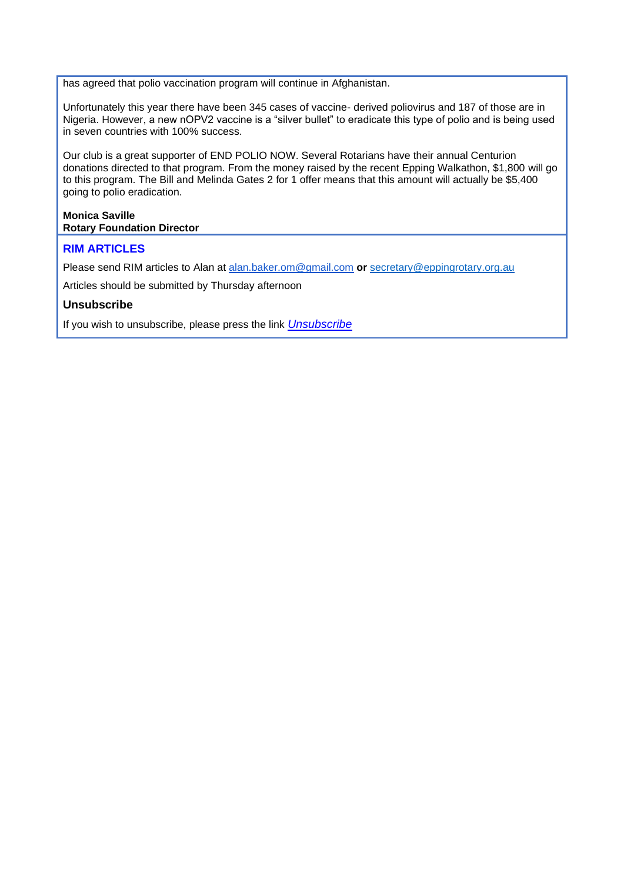has agreed that polio vaccination program will continue in Afghanistan.

Unfortunately this year there have been 345 cases of vaccine- derived poliovirus and 187 of those are in Nigeria. However, a new nOPV2 vaccine is a "silver bullet" to eradicate this type of polio and is being used in seven countries with 100% success.

Our club is a great supporter of END POLIO NOW. Several Rotarians have their annual Centurion donations directed to that program. From the money raised by the recent Epping Walkathon, $1,800 will go to this program. The Bill and Melinda Gates 2 for 1 offer means that this amount will actually be $5,400 going to polio eradication.

**Monica Saville**
**Rotary Foundation Director**

## RIM ARTICLES

Please send RIM articles to Alan at alan.baker.om@gmail.com **or** secretary@eppingrotary.org.au

Articles should be submitted by Thursday afternoon

### Unsubscribe

If you wish to unsubscribe, please press the link *Unsubscribe*